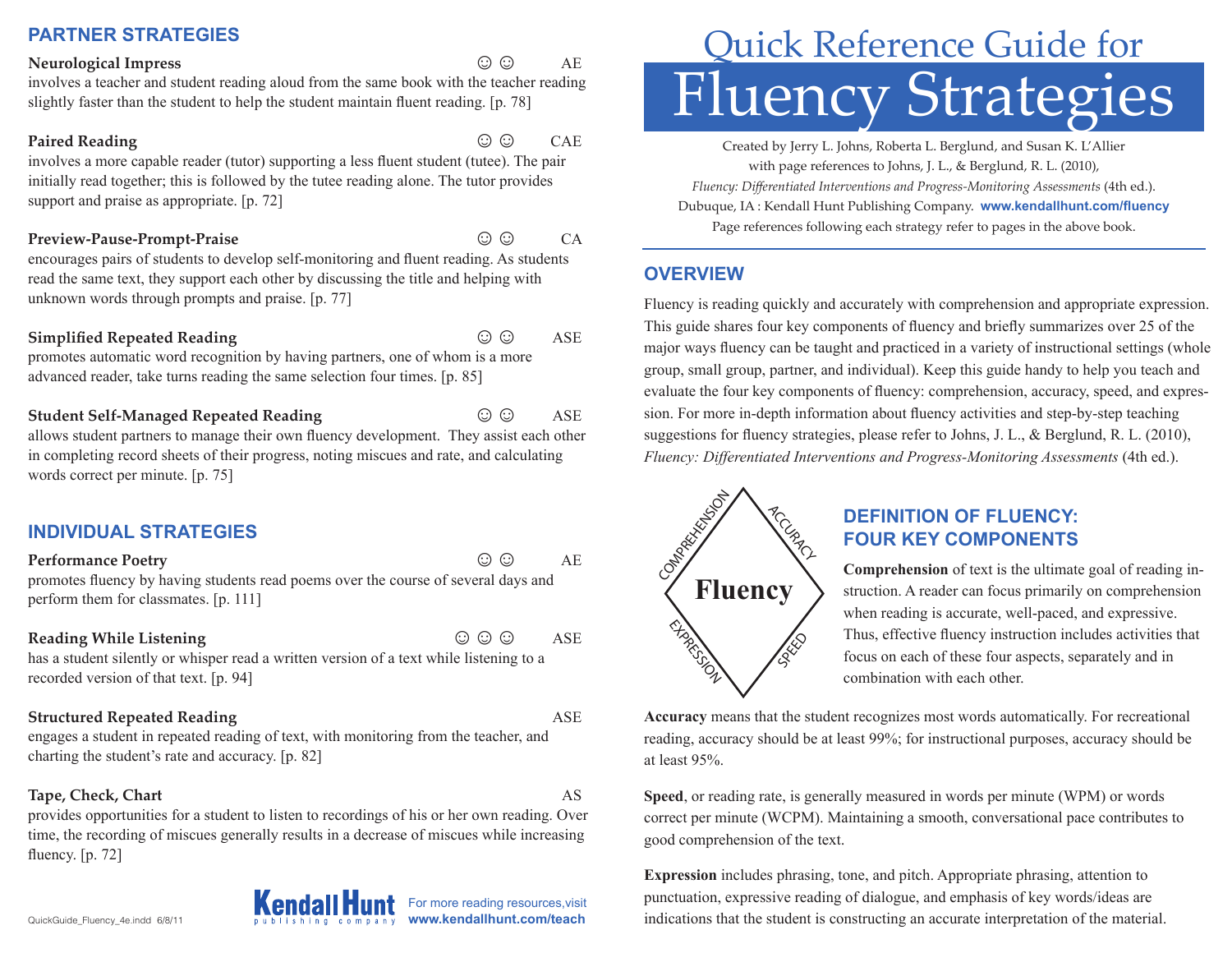# Quick Reference Guide for Fluency Strategies

Created by Jerry L. Johns, Roberta L. Berglund, and Susan K. L'Allier
with page references to Johns, J. L., & Berglund, R. L. (2010),
*Fluency: Differentiated Interventions and Progress-Monitoring Assessments* (4th ed.).
Dubuque, IA : Kendall Hunt Publishing Company. **www.kendallhunt.com/fluency**
Page references following each strategy refer to pages in the above book.

## OVERVIEW

Fluency is reading quickly and accurately with comprehension and appropriate expression. This guide shares four key components of fluency and briefly summarizes over 25 of the major ways fluency can be taught and practiced in a variety of instructional settings (whole group, small group, partner, and individual). Keep this guide handy to help you teach and evaluate the four key components of fluency: comprehension, accuracy, speed, and expression. For more in-depth information about fluency activities and step-by-step teaching suggestions for fluency strategies, please refer to Johns, J. L., & Berglund, R. L. (2010), *Fluency: Differentiated Interventions and Progress-Monitoring Assessments* (4th ed.).

Fluency: COMPREHENSION, ACCURACY, SPEED, EXPRESSION

## DEFINITION OF FLUENCY: FOUR KEY COMPONENTS

**Comprehension** of text is the ultimate goal of reading instruction. A reader can focus primarily on comprehension when reading is accurate, well-paced, and expressive. Thus, effective fluency instruction includes activities that focus on each of these four aspects, separately and in combination with each other.

**Accuracy** means that the student recognizes most words automatically. For recreational reading, accuracy should be at least 99%; for instructional purposes, accuracy should be at least 95%.

**Speed**, or reading rate, is generally measured in words per minute (WPM) or words correct per minute (WCPM). Maintaining a smooth, conversational pace contributes to good comprehension of the text.

**Expression** includes phrasing, tone, and pitch. Appropriate phrasing, attention to punctuation, expressive reading of dialogue, and emphasis of key words/ideas are indications that the student is constructing an accurate interpretation of the material.

## PARTNER STRATEGIES

**Neurological Impress** ☺ ☺ AE
involves a teacher and student reading aloud from the same book with the teacher reading slightly faster than the student to help the student maintain fluent reading. [p. 78]

**Paired Reading** ☺ ☺ CAE
involves a more capable reader (tutor) supporting a less fluent student (tutee). The pair initially read together; this is followed by the tutee reading alone. The tutor provides support and praise as appropriate. [p. 72]

**Preview-Pause-Prompt-Praise** ☺ ☺ CA
encourages pairs of students to develop self-monitoring and fluent reading. As students read the same text, they support each other by discussing the title and helping with unknown words through prompts and praise. [p. 77]

**Simplified Repeated Reading** ☺ ☺ ASE
promotes automatic word recognition by having partners, one of whom is a more advanced reader, take turns reading the same selection four times. [p. 85]

**Student Self-Managed Repeated Reading** ☺ ☺ ASE
allows student partners to manage their own fluency development. They assist each other in completing record sheets of their progress, noting miscues and rate, and calculating words correct per minute. [p. 75]

## INDIVIDUAL STRATEGIES

**Performance Poetry** ☺ ☺ AE
promotes fluency by having students read poems over the course of several days and perform them for classmates. [p. 111]

**Reading While Listening** ☺ ☺ ☺ ASE
has a student silently or whisper read a written version of a text while listening to a recorded version of that text. [p. 94]

**Structured Repeated Reading** ASE
engages a student in repeated reading of text, with monitoring from the teacher, and charting the student's rate and accuracy. [p. 82]

**Tape, Check, Chart** AS
provides opportunities for a student to listen to recordings of his or her own reading. Over time, the recording of miscues generally results in a decrease of miscues while increasing fluency. [p. 72]

Kendall Hunt publishing company — For more reading resources, visit **www.kendallhunt.com/teach**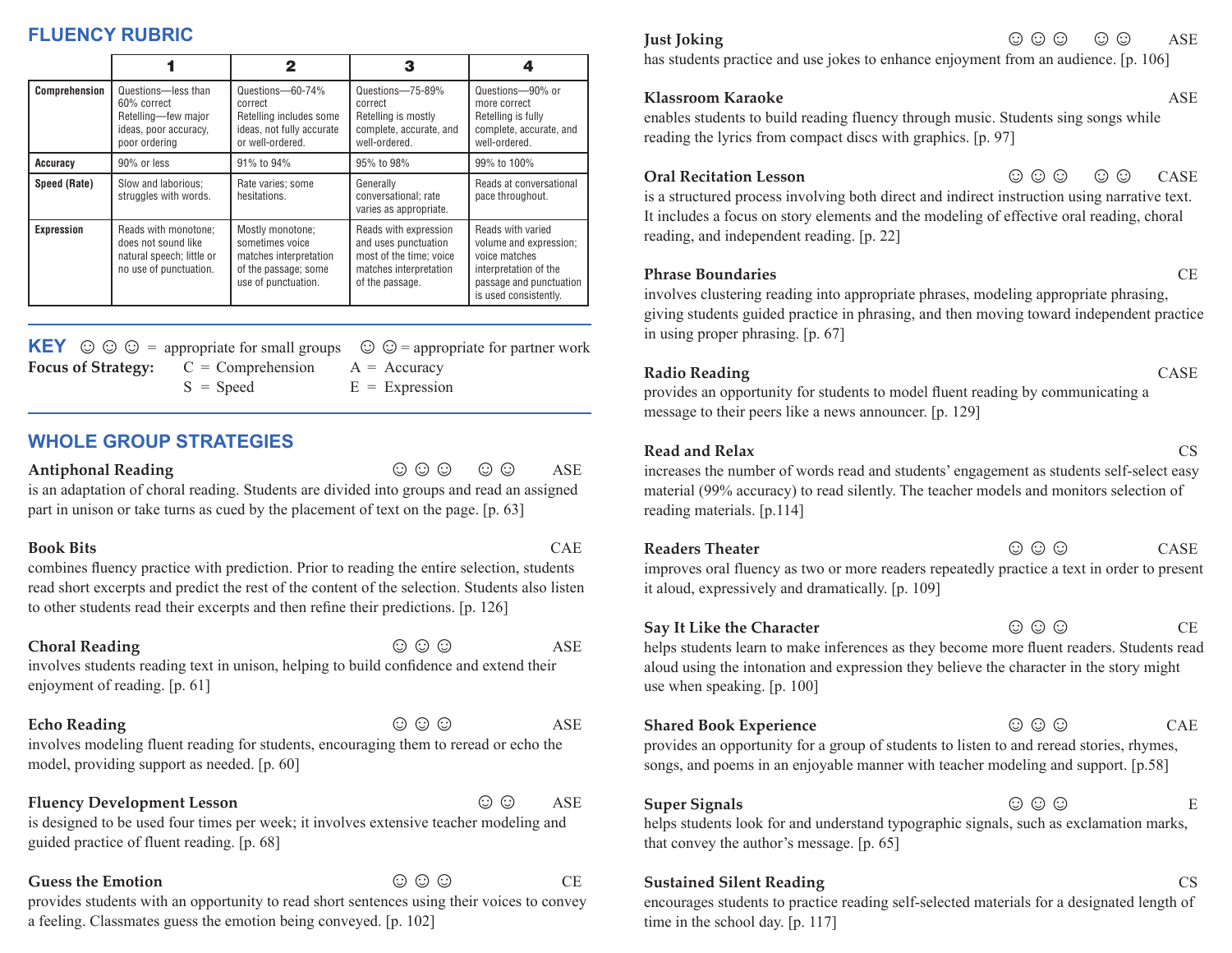## FLUENCY RUBRIC

| | 1 | 2 | 3 | 4 |
|---|---|---|---|---|
| **Comprehension** | Questions—less than 60% correct<br>Retelling—few major ideas, poor accuracy, poor ordering | Questions—60-74% correct<br>Retelling includes some ideas, not fully accurate or well-ordered. | Questions—75-89% correct<br>Retelling is mostly complete, accurate, and well-ordered. | Questions—90% or more correct<br>Retelling is fully complete, accurate, and well-ordered. |
| **Accuracy** | 90% or less | 91% to 94% | 95% to 98% | 99% to 100% |
| **Speed (Rate)** | Slow and laborious; struggles with words. | Rate varies; some hesitations. | Generally conversational; rate varies as appropriate. | Reads at conversational pace throughout. |
| **Expression** | Reads with monotone; does not sound like natural speech; little or no use of punctuation. | Mostly monotone; sometimes voice matches interpretation of the passage; some use of punctuation. | Reads with expression and uses punctuation most of the time; voice matches interpretation of the passage. | Reads with varied volume and expression; voice matches interpretation of the passage and punctuation is used consistently. |

**KEY** ☺ ☺ ☺ = appropriate for small groups ☺ ☺ = appropriate for partner work

**Focus of Strategy:** C = Comprehension A = Accuracy
S = Speed E = Expression

## WHOLE GROUP STRATEGIES

**Antiphonal Reading** ☺ ☺ ☺ ☺ ☺ ASE
is an adaptation of choral reading. Students are divided into groups and read an assigned part in unison or take turns as cued by the placement of text on the page. [p. 63]

**Book Bits** CAE
combines fluency practice with prediction. Prior to reading the entire selection, students read short excerpts and predict the rest of the content of the selection. Students also listen to other students read their excerpts and then refine their predictions. [p. 126]

**Choral Reading** ☺ ☺ ☺ ASE
involves students reading text in unison, helping to build confidence and extend their enjoyment of reading. [p. 61]

**Echo Reading** ☺ ☺ ☺ ASE
involves modeling fluent reading for students, encouraging them to reread or echo the model, providing support as needed. [p. 60]

**Fluency Development Lesson** ☺ ☺ ASE
is designed to be used four times per week; it involves extensive teacher modeling and guided practice of fluent reading. [p. 68]

**Guess the Emotion** ☺ ☺ ☺ CE
provides students with an opportunity to read short sentences using their voices to convey a feeling. Classmates guess the emotion being conveyed. [p. 102]

**Just Joking** ☺ ☺ ☺ ☺ ☺ ASE
has students practice and use jokes to enhance enjoyment from an audience. [p. 106]

**Klassroom Karaoke** ASE
enables students to build reading fluency through music. Students sing songs while reading the lyrics from compact discs with graphics. [p. 97]

**Oral Recitation Lesson** ☺ ☺ ☺ ☺ ☺ CASE
is a structured process involving both direct and indirect instruction using narrative text. It includes a focus on story elements and the modeling of effective oral reading, choral reading, and independent reading. [p. 22]

**Phrase Boundaries** CE
involves clustering reading into appropriate phrases, modeling appropriate phrasing, giving students guided practice in phrasing, and then moving toward independent practice in using proper phrasing. [p. 67]

**Radio Reading** CASE
provides an opportunity for students to model fluent reading by communicating a message to their peers like a news announcer. [p. 129]

**Read and Relax** CS
increases the number of words read and students' engagement as students self-select easy material (99% accuracy) to read silently. The teacher models and monitors selection of reading materials. [p.114]

**Readers Theater** ☺ ☺ ☺ CASE
improves oral fluency as two or more readers repeatedly practice a text in order to present it aloud, expressively and dramatically. [p. 109]

**Say It Like the Character** ☺ ☺ ☺ CE
helps students learn to make inferences as they become more fluent readers. Students read aloud using the intonation and expression they believe the character in the story might use when speaking. [p. 100]

**Shared Book Experience** ☺ ☺ ☺ CAE
provides an opportunity for a group of students to listen to and reread stories, rhymes, songs, and poems in an enjoyable manner with teacher modeling and support. [p.58]

**Super Signals** ☺ ☺ ☺ E
helps students look for and understand typographic signals, such as exclamation marks, that convey the author's message. [p. 65]

**Sustained Silent Reading** CS
encourages students to practice reading self-selected materials for a designated length of time in the school day. [p. 117]